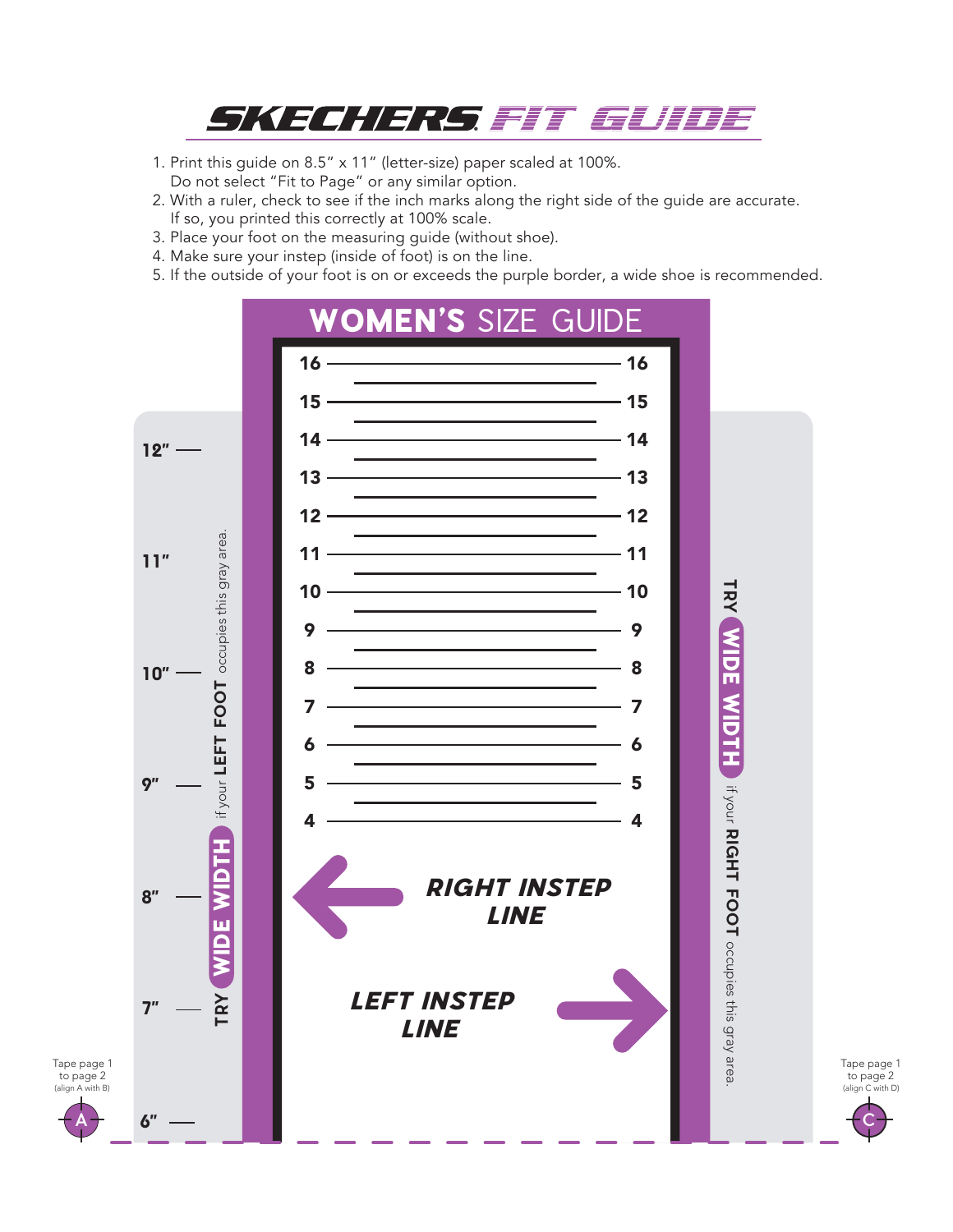# SKECHERS FIT GUIDE

1. Print this guide on 8.5" x 11" (letter-size) paper scaled at 100%. Do not select "Fit to Page" or any similar option.
2. With a ruler, check to see if the inch marks along the right side of the guide are accurate. If so, you printed this correctly at 100% scale.
3. Place your foot on the measuring guide (without shoe).
4. Make sure your instep (inside of foot) is on the line.
5. If the outside of your foot is on or exceeds the purple border, a wide shoe is recommended.

## WOMEN'S SIZE GUIDE

16 — 16

15 — 15

14 — 14

13 — 13

12 — 12

11 — 11

10 — 10

9 — 9

8 — 8

7 — 7

6 — 6

5 — 5

4 — 4

12" —

11"

10" —

9" —

8" —

7" —

6" —

**TRY WIDE WIDTH** if your **LEFT FOOT** occupies this gray area.

**TRY WIDE WIDTH** if your **RIGHT FOOT** occupies this gray area.

***RIGHT INSTEP LINE***

***LEFT INSTEP LINE***

Tape page 1 to page 2 (align A with B)

A

Tape page 1 to page 2 (align C with D)

C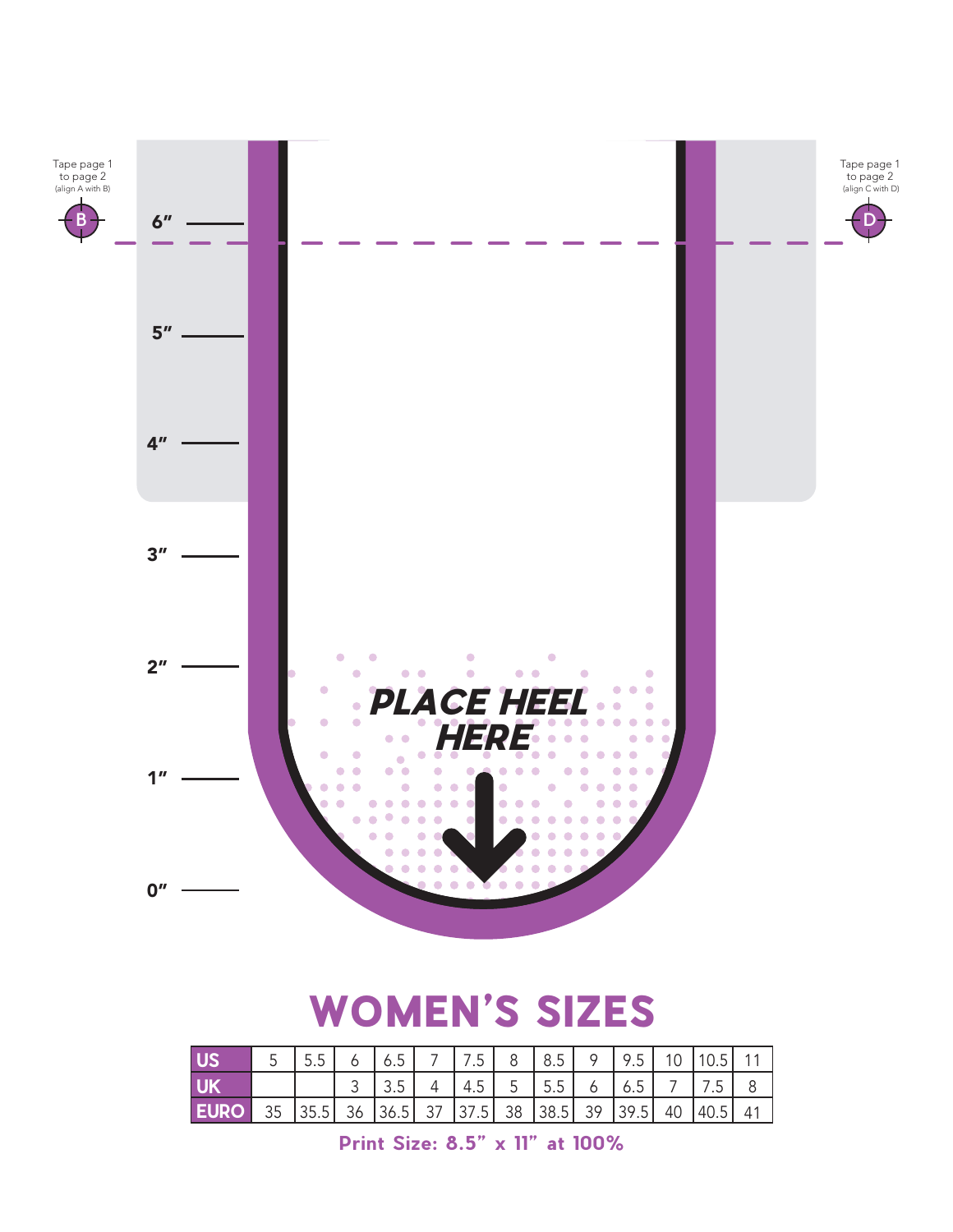Tape page 1 to page 2 (align A with B)

B

Tape page 1 to page 2 (align C with D)

D

6″

5″

4″

3″

2″

1″

0″

PLACE HEEL HERE

# WOMEN'S SIZES

| | | | | | | | | | | | | | |
|---|---|---|---|---|---|---|---|---|---|---|---|---|---|
| US | 5 | 5.5 | 6 | 6.5 | 7 | 7.5 | 8 | 8.5 | 9 | 9.5 | 10 | 10.5 | 11 |
| UK | | | 3 | 3.5 | 4 | 4.5 | 5 | 5.5 | 6 | 6.5 | 7 | 7.5 | 8 |
| EURO | 35 | 35.5 | 36 | 36.5 | 37 | 37.5 | 38 | 38.5 | 39 | 39.5 | 40 | 40.5 | 41 |

**Print Size: 8.5" x 11" at 100%**